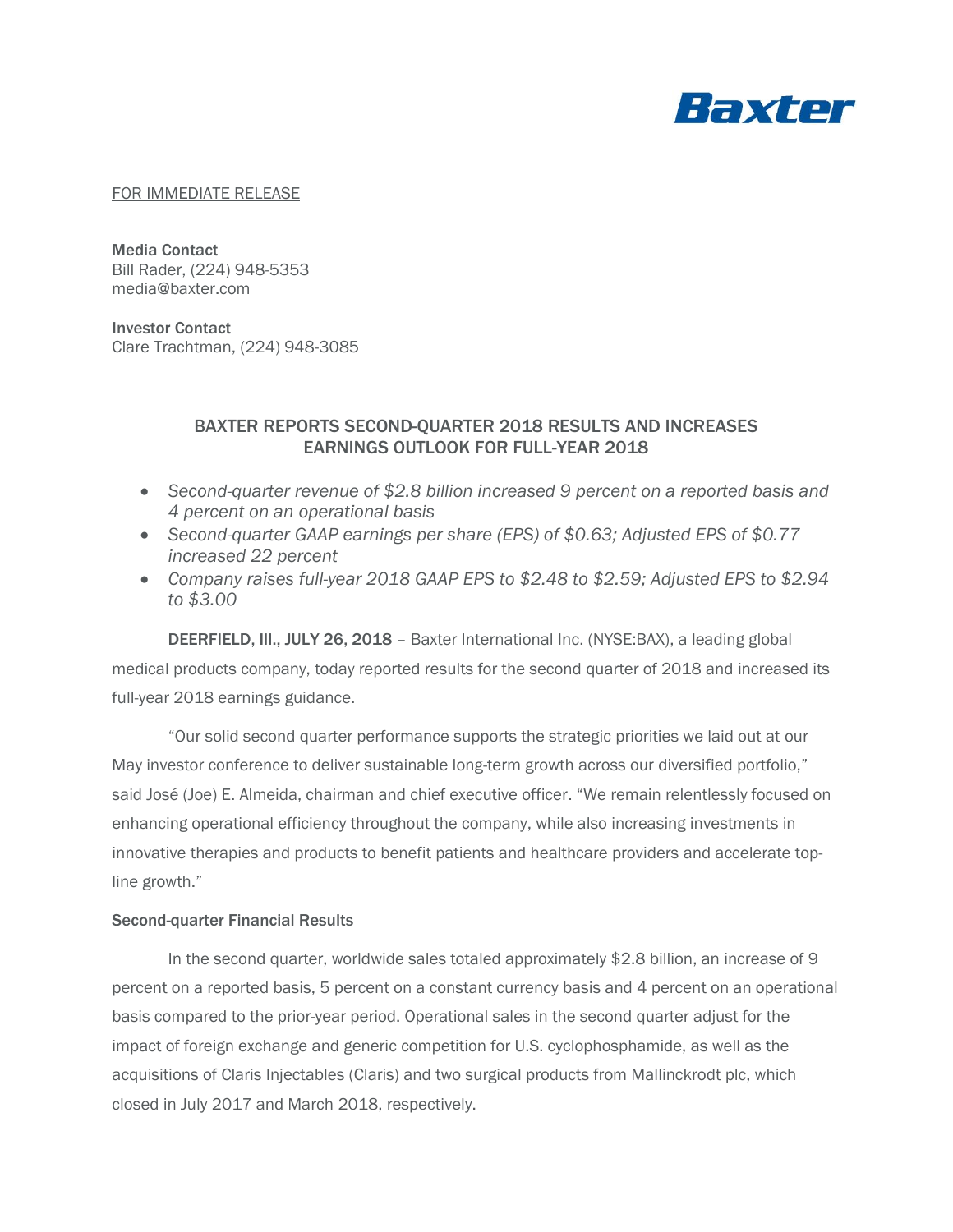**Baxter**

FOR IMMEDIATE RELEASE

**Media Contact**
Bill Rader, (224) 948-5353
media@baxter.com

**Investor Contact**
Clare Trachtman, (224) 948-3085

## BAXTER REPORTS SECOND-QUARTER 2018 RESULTS AND INCREASES EARNINGS OUTLOOK FOR FULL-YEAR 2018

- *Second-quarter revenue of $2.8 billion increased 9 percent on a reported basis and 4 percent on an operational basis*
- *Second-quarter GAAP earnings per share (EPS) of $0.63; Adjusted EPS of $0.77 increased 22 percent*
- *Company raises full-year 2018 GAAP EPS to $2.48 to $2.59; Adjusted EPS to $2.94 to $3.00*

**DEERFIELD, Ill., JULY 26, 2018** – Baxter International Inc. (NYSE:BAX), a leading global medical products company, today reported results for the second quarter of 2018 and increased its full-year 2018 earnings guidance.

"Our solid second quarter performance supports the strategic priorities we laid out at our May investor conference to deliver sustainable long-term growth across our diversified portfolio," said José (Joe) E. Almeida, chairman and chief executive officer. "We remain relentlessly focused on enhancing operational efficiency throughout the company, while also increasing investments in innovative therapies and products to benefit patients and healthcare providers and accelerate top-line growth."

### Second-quarter Financial Results

In the second quarter, worldwide sales totaled approximately $2.8 billion, an increase of 9 percent on a reported basis, 5 percent on a constant currency basis and 4 percent on an operational basis compared to the prior-year period. Operational sales in the second quarter adjust for the impact of foreign exchange and generic competition for U.S. cyclophosphamide, as well as the acquisitions of Claris Injectables (Claris) and two surgical products from Mallinckrodt plc, which closed in July 2017 and March 2018, respectively.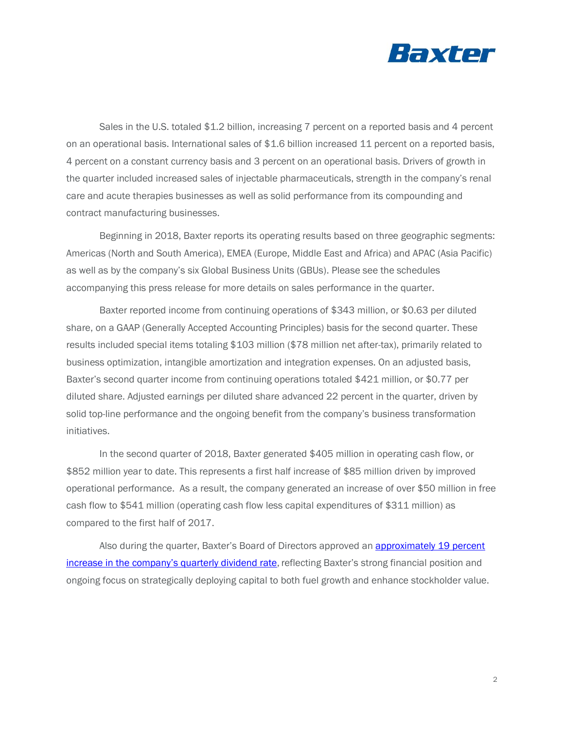Sales in the U.S. totaled $1.2 billion, increasing 7 percent on a reported basis and 4 percent on an operational basis. International sales of $1.6 billion increased 11 percent on a reported basis, 4 percent on a constant currency basis and 3 percent on an operational basis. Drivers of growth in the quarter included increased sales of injectable pharmaceuticals, strength in the company's renal care and acute therapies businesses as well as solid performance from its compounding and contract manufacturing businesses.

Beginning in 2018, Baxter reports its operating results based on three geographic segments: Americas (North and South America), EMEA (Europe, Middle East and Africa) and APAC (Asia Pacific) as well as by the company's six Global Business Units (GBUs). Please see the schedules accompanying this press release for more details on sales performance in the quarter.

Baxter reported income from continuing operations of $343 million, or $0.63 per diluted share, on a GAAP (Generally Accepted Accounting Principles) basis for the second quarter. These results included special items totaling $103 million ($78 million net after-tax), primarily related to business optimization, intangible amortization and integration expenses. On an adjusted basis, Baxter's second quarter income from continuing operations totaled $421 million, or $0.77 per diluted share. Adjusted earnings per diluted share advanced 22 percent in the quarter, driven by solid top-line performance and the ongoing benefit from the company's business transformation initiatives.

In the second quarter of 2018, Baxter generated $405 million in operating cash flow, or $852 million year to date. This represents a first half increase of $85 million driven by improved operational performance. As a result, the company generated an increase of over $50 million in free cash flow to $541 million (operating cash flow less capital expenditures of $311 million) as compared to the first half of 2017.

Also during the quarter, Baxter's Board of Directors approved an approximately 19 percent increase in the company's quarterly dividend rate, reflecting Baxter's strong financial position and ongoing focus on strategically deploying capital to both fuel growth and enhance stockholder value.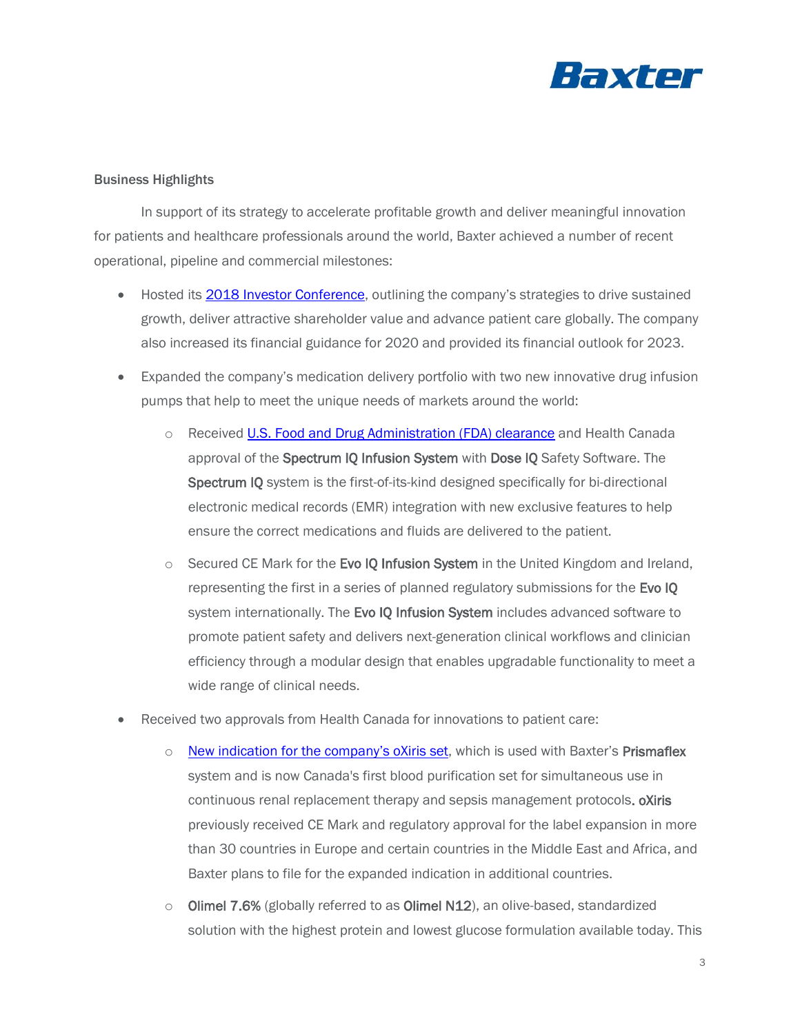## Business Highlights

In support of its strategy to accelerate profitable growth and deliver meaningful innovation for patients and healthcare professionals around the world, Baxter achieved a number of recent operational, pipeline and commercial milestones:

- Hosted its [2018 Investor Conference](), outlining the company's strategies to drive sustained growth, deliver attractive shareholder value and advance patient care globally. The company also increased its financial guidance for 2020 and provided its financial outlook for 2023.
- Expanded the company's medication delivery portfolio with two new innovative drug infusion pumps that help to meet the unique needs of markets around the world:
  - Received [U.S. Food and Drug Administration (FDA) clearance]() and Health Canada approval of the **Spectrum IQ Infusion System** with **Dose IQ** Safety Software. The **Spectrum IQ** system is the first-of-its-kind designed specifically for bi-directional electronic medical records (EMR) integration with new exclusive features to help ensure the correct medications and fluids are delivered to the patient.
  - Secured CE Mark for the **Evo IQ Infusion System** in the United Kingdom and Ireland, representing the first in a series of planned regulatory submissions for the **Evo IQ** system internationally. The **Evo IQ Infusion System** includes advanced software to promote patient safety and delivers next-generation clinical workflows and clinician efficiency through a modular design that enables upgradable functionality to meet a wide range of clinical needs.
- Received two approvals from Health Canada for innovations to patient care:
  - [New indication for the company's oXiris set](), which is used with Baxter's **Prismaflex** system and is now Canada's first blood purification set for simultaneous use in continuous renal replacement therapy and sepsis management protocols**.** **oXiris** previously received CE Mark and regulatory approval for the label expansion in more than 30 countries in Europe and certain countries in the Middle East and Africa, and Baxter plans to file for the expanded indication in additional countries.
  - **Olimel 7.6%** (globally referred to as **Olimel N12**), an olive-based, standardized solution with the highest protein and lowest glucose formulation available today. This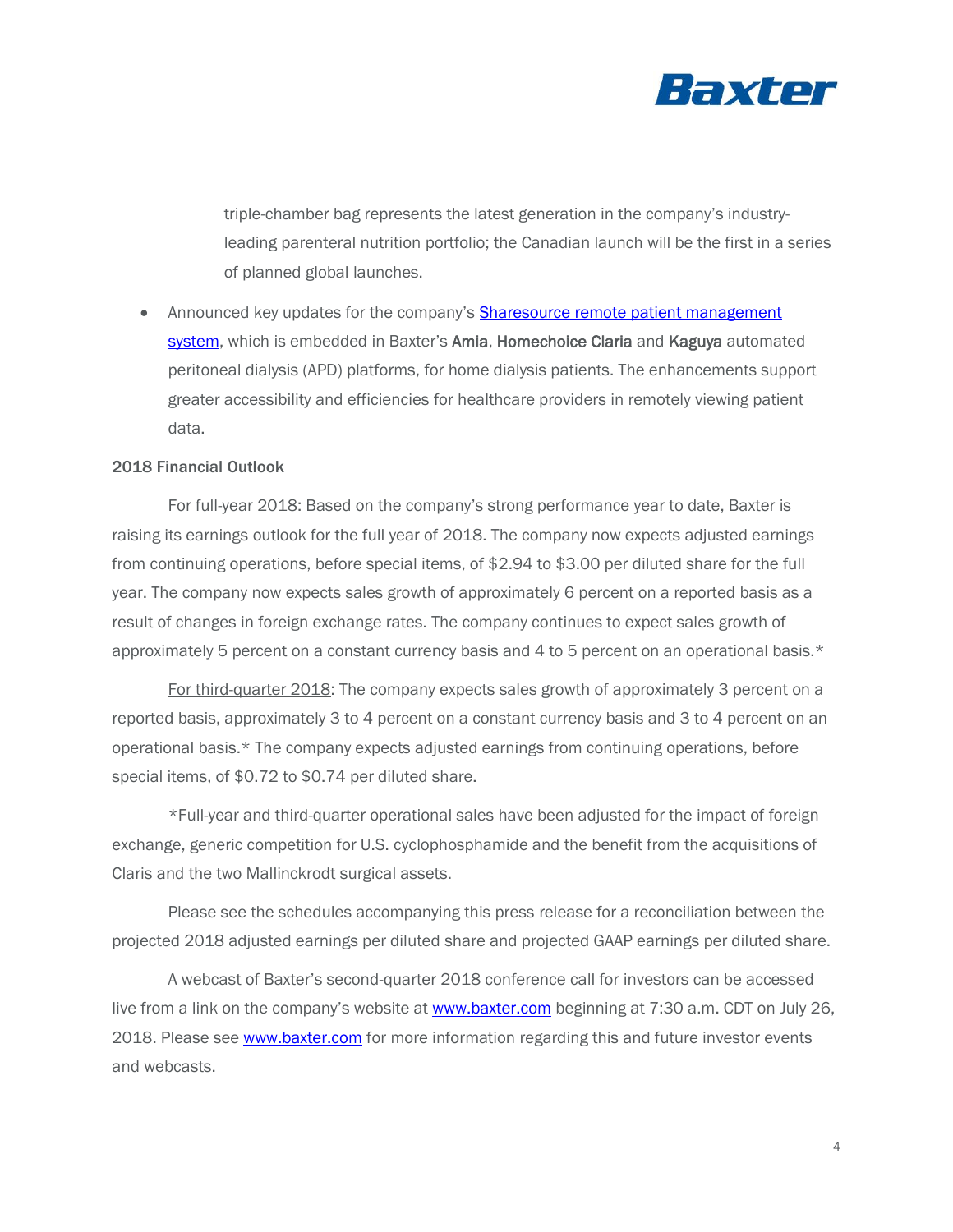triple-chamber bag represents the latest generation in the company's industry-leading parenteral nutrition portfolio; the Canadian launch will be the first in a series of planned global launches.

- Announced key updates for the company's [Sharesource remote patient management system](), which is embedded in Baxter's Amia, Homechoice Claria and Kaguya automated peritoneal dialysis (APD) platforms, for home dialysis patients. The enhancements support greater accessibility and efficiencies for healthcare providers in remotely viewing patient data.

**2018 Financial Outlook**

For full-year 2018: Based on the company's strong performance year to date, Baxter is raising its earnings outlook for the full year of 2018. The company now expects adjusted earnings from continuing operations, before special items, of $2.94 to $3.00 per diluted share for the full year. The company now expects sales growth of approximately 6 percent on a reported basis as a result of changes in foreign exchange rates. The company continues to expect sales growth of approximately 5 percent on a constant currency basis and 4 to 5 percent on an operational basis.*

For third-quarter 2018: The company expects sales growth of approximately 3 percent on a reported basis, approximately 3 to 4 percent on a constant currency basis and 3 to 4 percent on an operational basis.* The company expects adjusted earnings from continuing operations, before special items, of $0.72 to $0.74 per diluted share.

*Full-year and third-quarter operational sales have been adjusted for the impact of foreign exchange, generic competition for U.S. cyclophosphamide and the benefit from the acquisitions of Claris and the two Mallinckrodt surgical assets.

Please see the schedules accompanying this press release for a reconciliation between the projected 2018 adjusted earnings per diluted share and projected GAAP earnings per diluted share.

A webcast of Baxter's second-quarter 2018 conference call for investors can be accessed live from a link on the company's website at [www.baxter.com](www.baxter.com) beginning at 7:30 a.m. CDT on July 26, 2018. Please see [www.baxter.com](www.baxter.com) for more information regarding this and future investor events and webcasts.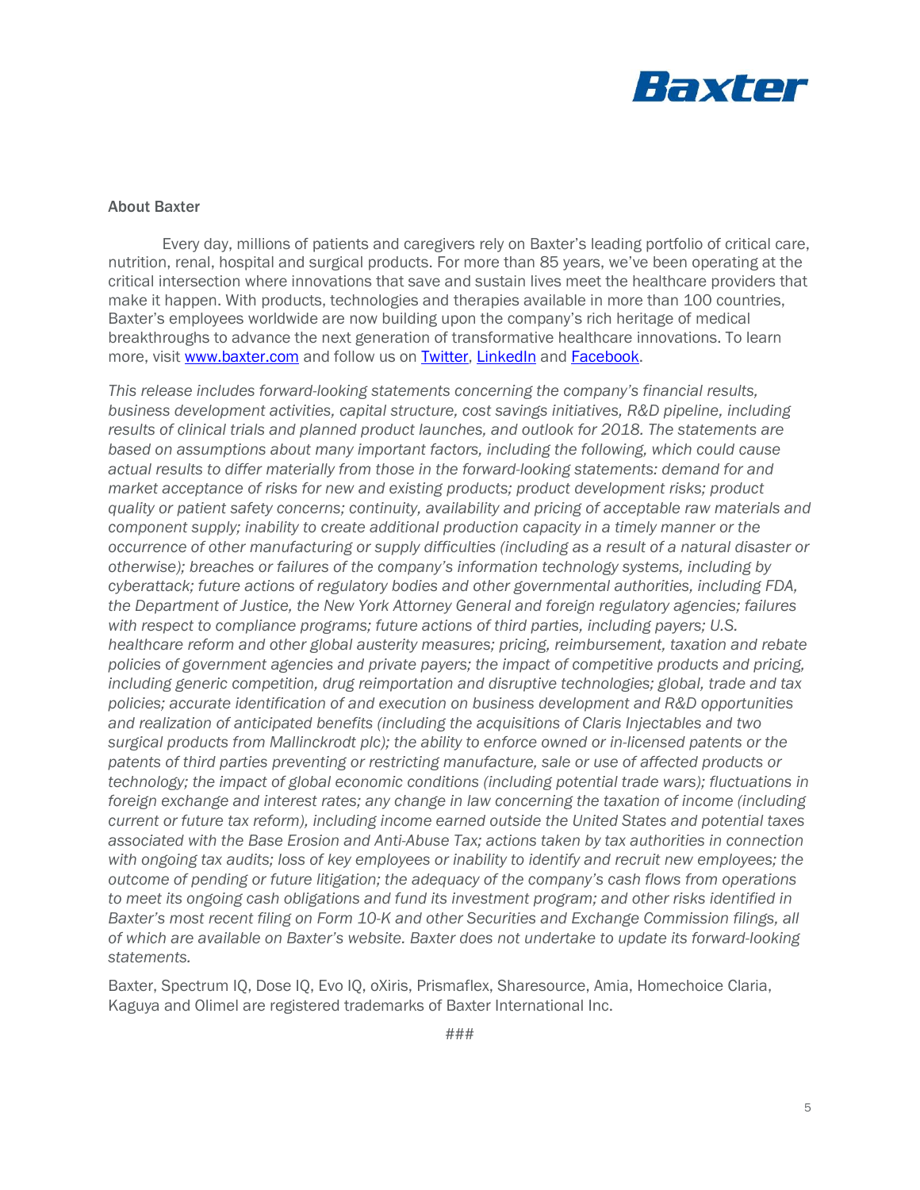## About Baxter

Every day, millions of patients and caregivers rely on Baxter's leading portfolio of critical care, nutrition, renal, hospital and surgical products. For more than 85 years, we've been operating at the critical intersection where innovations that save and sustain lives meet the healthcare providers that make it happen. With products, technologies and therapies available in more than 100 countries, Baxter's employees worldwide are now building upon the company's rich heritage of medical breakthroughs to advance the next generation of transformative healthcare innovations. To learn more, visit [www.baxter.com](http://www.baxter.com) and follow us on [Twitter](https://twitter.com), [LinkedIn](https://linkedin.com) and [Facebook](https://facebook.com).

*This release includes forward-looking statements concerning the company's financial results, business development activities, capital structure, cost savings initiatives, R&D pipeline, including results of clinical trials and planned product launches, and outlook for 2018. The statements are based on assumptions about many important factors, including the following, which could cause actual results to differ materially from those in the forward-looking statements: demand for and market acceptance of risks for new and existing products; product development risks; product quality or patient safety concerns; continuity, availability and pricing of acceptable raw materials and component supply; inability to create additional production capacity in a timely manner or the occurrence of other manufacturing or supply difficulties (including as a result of a natural disaster or otherwise); breaches or failures of the company's information technology systems, including by cyberattack; future actions of regulatory bodies and other governmental authorities, including FDA, the Department of Justice, the New York Attorney General and foreign regulatory agencies; failures with respect to compliance programs; future actions of third parties, including payers; U.S. healthcare reform and other global austerity measures; pricing, reimbursement, taxation and rebate policies of government agencies and private payers; the impact of competitive products and pricing, including generic competition, drug reimportation and disruptive technologies; global, trade and tax policies; accurate identification of and execution on business development and R&D opportunities and realization of anticipated benefits (including the acquisitions of Claris Injectables and two surgical products from Mallinckrodt plc); the ability to enforce owned or in-licensed patents or the patents of third parties preventing or restricting manufacture, sale or use of affected products or technology; the impact of global economic conditions (including potential trade wars); fluctuations in foreign exchange and interest rates; any change in law concerning the taxation of income (including current or future tax reform), including income earned outside the United States and potential taxes associated with the Base Erosion and Anti-Abuse Tax; actions taken by tax authorities in connection with ongoing tax audits; loss of key employees or inability to identify and recruit new employees; the outcome of pending or future litigation; the adequacy of the company's cash flows from operations to meet its ongoing cash obligations and fund its investment program; and other risks identified in Baxter's most recent filing on Form 10-K and other Securities and Exchange Commission filings, all of which are available on Baxter's website. Baxter does not undertake to update its forward-looking statements.*

Baxter, Spectrum IQ, Dose IQ, Evo IQ, oXiris, Prismaflex, Sharesource, Amia, Homechoice Claria, Kaguya and Olimel are registered trademarks of Baxter International Inc.

###